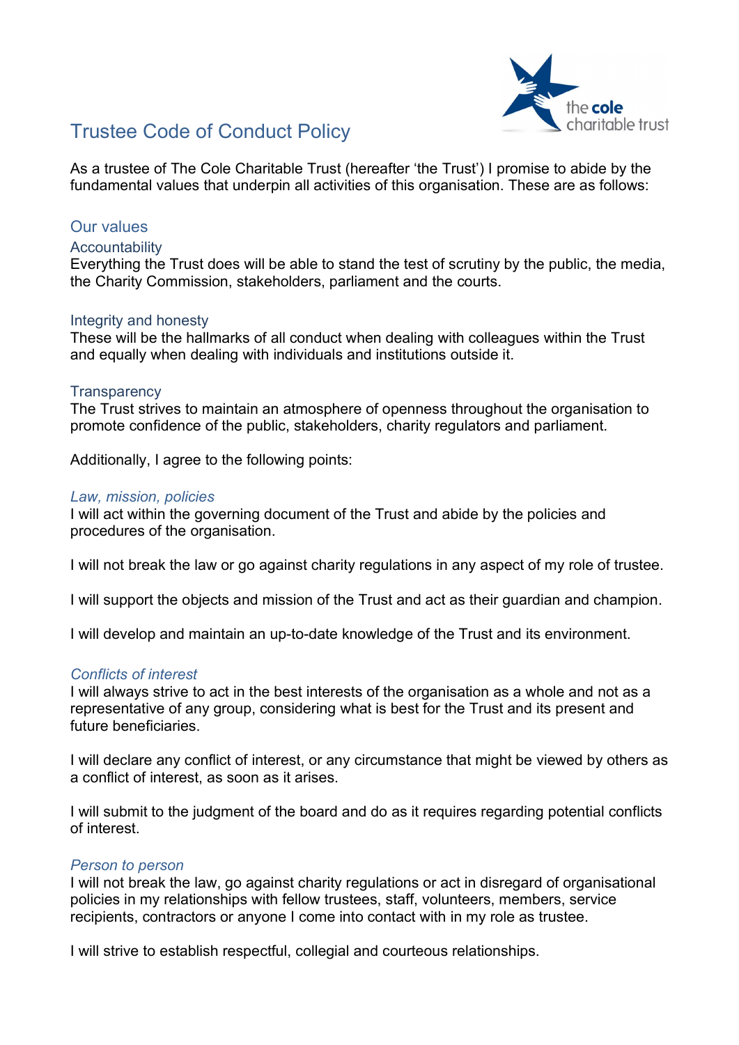# Trustee Code of Conduct Policy

As a trustee of The Cole Charitable Trust (hereafter 'the Trust') I promise to abide by the fundamental values that underpin all activities of this organisation. These are as follows:

## Our values

### Accountability

Everything the Trust does will be able to stand the test of scrutiny by the public, the media, the Charity Commission, stakeholders, parliament and the courts.

### Integrity and honesty

These will be the hallmarks of all conduct when dealing with colleagues within the Trust and equally when dealing with individuals and institutions outside it.

### Transparency

The Trust strives to maintain an atmosphere of openness throughout the organisation to promote confidence of the public, stakeholders, charity regulators and parliament.

Additionally, I agree to the following points:

*Law, mission, policies*

I will act within the governing document of the Trust and abide by the policies and procedures of the organisation.

I will not break the law or go against charity regulations in any aspect of my role of trustee.

I will support the objects and mission of the Trust and act as their guardian and champion.

I will develop and maintain an up-to-date knowledge of the Trust and its environment.

*Conflicts of interest*

I will always strive to act in the best interests of the organisation as a whole and not as a representative of any group, considering what is best for the Trust and its present and future beneficiaries.

I will declare any conflict of interest, or any circumstance that might be viewed by others as a conflict of interest, as soon as it arises.

I will submit to the judgment of the board and do as it requires regarding potential conflicts of interest.

*Person to person*

I will not break the law, go against charity regulations or act in disregard of organisational policies in my relationships with fellow trustees, staff, volunteers, members, service recipients, contractors or anyone I come into contact with in my role as trustee.

I will strive to establish respectful, collegial and courteous relationships.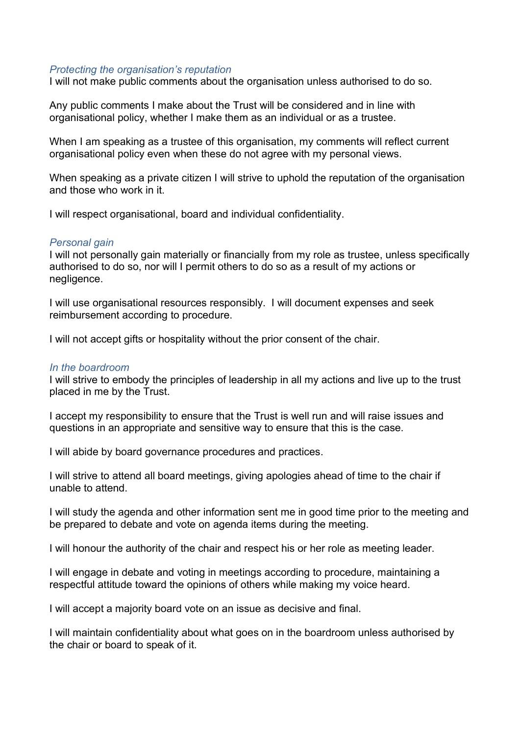*Protecting the organisation's reputation*
I will not make public comments about the organisation unless authorised to do so.

Any public comments I make about the Trust will be considered and in line with organisational policy, whether I make them as an individual or as a trustee.

When I am speaking as a trustee of this organisation, my comments will reflect current organisational policy even when these do not agree with my personal views.

When speaking as a private citizen I will strive to uphold the reputation of the organisation and those who work in it.

I will respect organisational, board and individual confidentiality.

*Personal gain*
I will not personally gain materially or financially from my role as trustee, unless specifically authorised to do so, nor will I permit others to do so as a result of my actions or negligence.

I will use organisational resources responsibly. I will document expenses and seek reimbursement according to procedure.

I will not accept gifts or hospitality without the prior consent of the chair.

*In the boardroom*
I will strive to embody the principles of leadership in all my actions and live up to the trust placed in me by the Trust.

I accept my responsibility to ensure that the Trust is well run and will raise issues and questions in an appropriate and sensitive way to ensure that this is the case.

I will abide by board governance procedures and practices.

I will strive to attend all board meetings, giving apologies ahead of time to the chair if unable to attend.

I will study the agenda and other information sent me in good time prior to the meeting and be prepared to debate and vote on agenda items during the meeting.

I will honour the authority of the chair and respect his or her role as meeting leader.

I will engage in debate and voting in meetings according to procedure, maintaining a respectful attitude toward the opinions of others while making my voice heard.

I will accept a majority board vote on an issue as decisive and final.

I will maintain confidentiality about what goes on in the boardroom unless authorised by the chair or board to speak of it.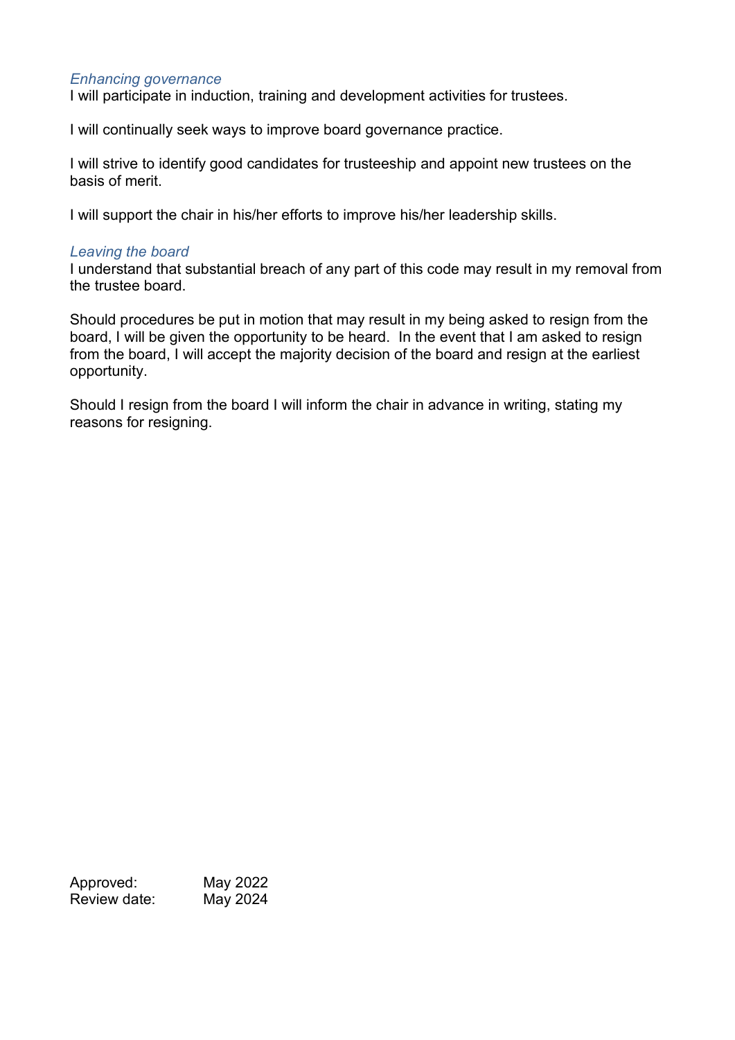### *Enhancing governance*

I will participate in induction, training and development activities for trustees.

I will continually seek ways to improve board governance practice.

I will strive to identify good candidates for trusteeship and appoint new trustees on the basis of merit.

I will support the chair in his/her efforts to improve his/her leadership skills.

### *Leaving the board*

I understand that substantial breach of any part of this code may result in my removal from the trustee board.

Should procedures be put in motion that may result in my being asked to resign from the board, I will be given the opportunity to be heard. In the event that I am asked to resign from the board, I will accept the majority decision of the board and resign at the earliest opportunity.

Should I resign from the board I will inform the chair in advance in writing, stating my reasons for resigning.

| | |
|---|---|
| Approved: | May 2022 |
| Review date: | May 2024 |